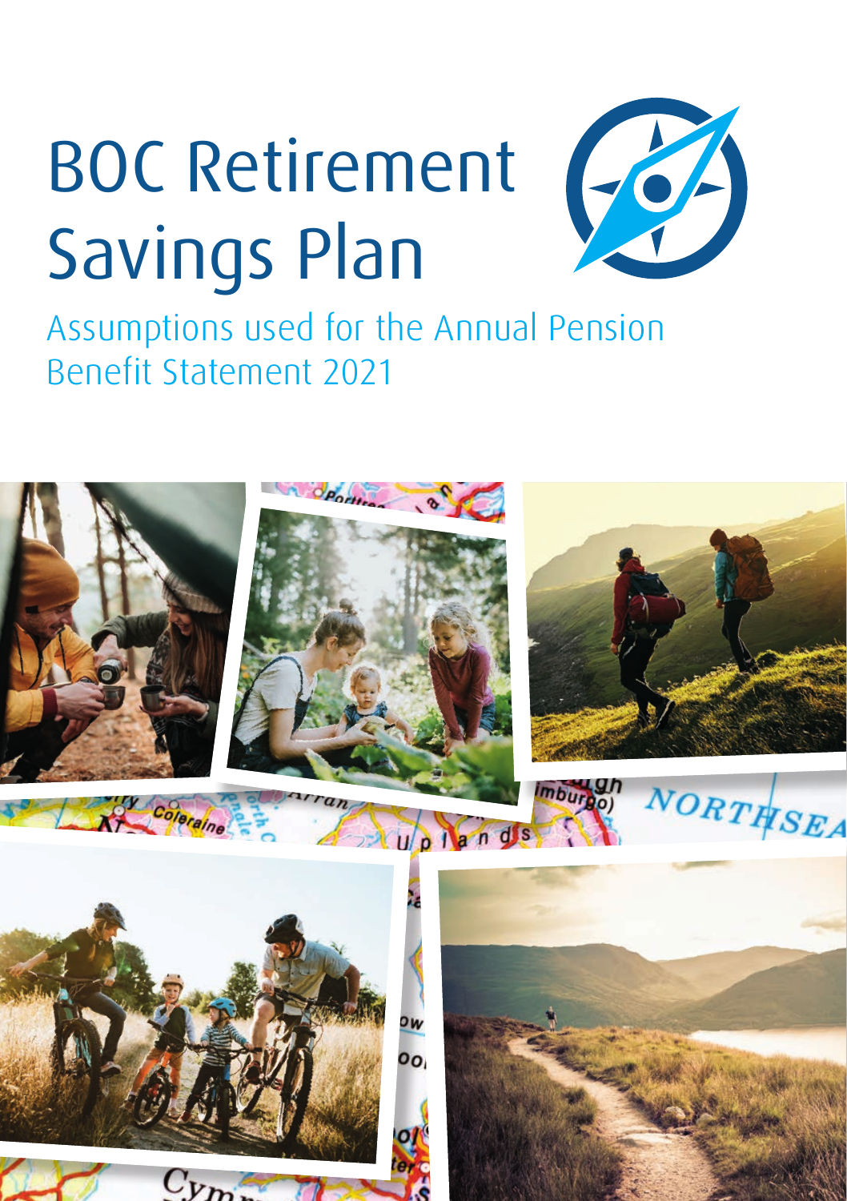# BOC Retirement Savings Plan

## Assumptions used for the Annual Pension Benefit Statement 2021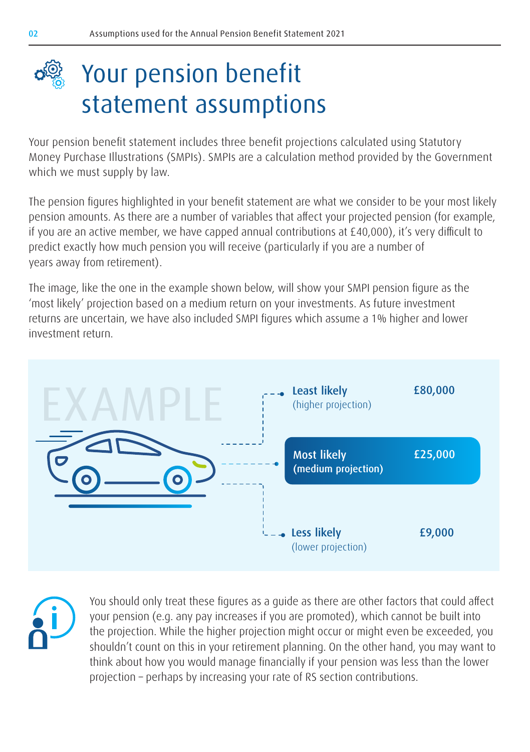# Your pension benefit statement assumptions

Your pension benefit statement includes three benefit projections calculated using Statutory Money Purchase Illustrations (SMPIs). SMPIs are a calculation method provided by the Government which we must supply by law.

The pension figures highlighted in your benefit statement are what we consider to be your most likely pension amounts. As there are a number of variables that affect your projected pension (for example, if you are an active member, we have capped annual contributions at £40,000), it's very difficult to predict exactly how much pension you will receive (particularly if you are a number of years away from retirement).

The image, like the one in the example shown below, will show your SMPI pension figure as the 'most likely' projection based on a medium return on your investments. As future investment returns are uncertain, we have also included SMPI figures which assume a 1% higher and lower investment return.

EXAMPLE

| Projection | Amount |
|---|---|
| **Least likely** (higher projection) | **£80,000** |
| **Most likely** (medium projection) | **£25,000** |
| **Less likely** (lower projection) | **£9,000** |

You should only treat these figures as a guide as there are other factors that could affect your pension (e.g. any pay increases if you are promoted), which cannot be built into the projection. While the higher projection might occur or might even be exceeded, you shouldn't count on this in your retirement planning. On the other hand, you may want to think about how you would manage financially if your pension was less than the lower projection – perhaps by increasing your rate of RS section contributions.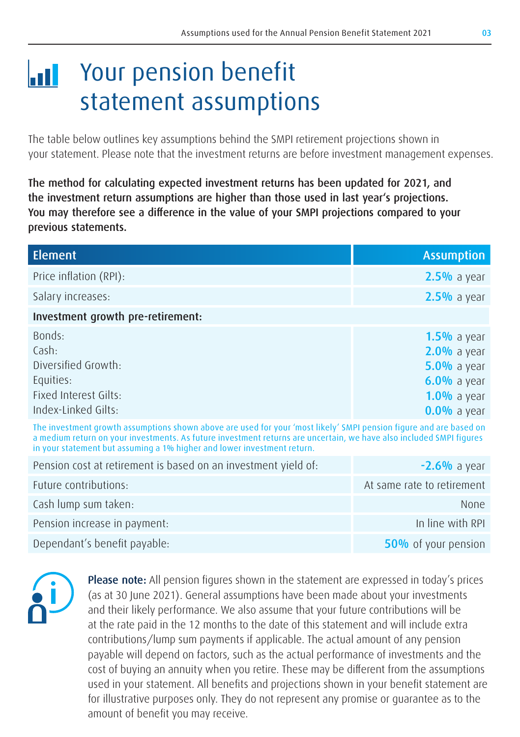# Your pension benefit statement assumptions

The table below outlines key assumptions behind the SMPI retirement projections shown in your statement. Please note that the investment returns are before investment management expenses.

**The method for calculating expected investment returns has been updated for 2021, and the investment return assumptions are higher than those used in last year's projections. You may therefore see a difference in the value of your SMPI projections compared to your previous statements.**

| Element | Assumption |
|---|---|
| Price inflation (RPI): | **2.5%** a year |
| Salary increases: | **2.5%** a year |
| **Investment growth pre-retirement:** | |
| Bonds: | **1.5%** a year |
| Cash: | **2.0%** a year |
| Diversified Growth: | **5.0%** a year |
| Equities: | **6.0%** a year |
| Fixed Interest Gilts: | **1.0%** a year |
| Index-Linked Gilts: | **0.0%** a year |
| The investment growth assumptions shown above are used for your 'most likely' SMPI pension figure and are based on a medium return on your investments. As future investment returns are uncertain, we have also included SMPI figures in your statement but assuming a 1% higher and lower investment return. | |
| Pension cost at retirement is based on an investment yield of: | **-2.6%** a year |
| Future contributions: | At same rate to retirement |
| Cash lump sum taken: | None |
| Pension increase in payment: | In line with RPI |
| Dependant's benefit payable: | **50%** of your pension |

**Please note:** All pension figures shown in the statement are expressed in today's prices (as at 30 June 2021). General assumptions have been made about your investments and their likely performance. We also assume that your future contributions will be at the rate paid in the 12 months to the date of this statement and will include extra contributions/lump sum payments if applicable. The actual amount of any pension payable will depend on factors, such as the actual performance of investments and the cost of buying an annuity when you retire. These may be different from the assumptions used in your statement. All benefits and projections shown in your benefit statement are for illustrative purposes only. They do not represent any promise or guarantee as to the amount of benefit you may receive.